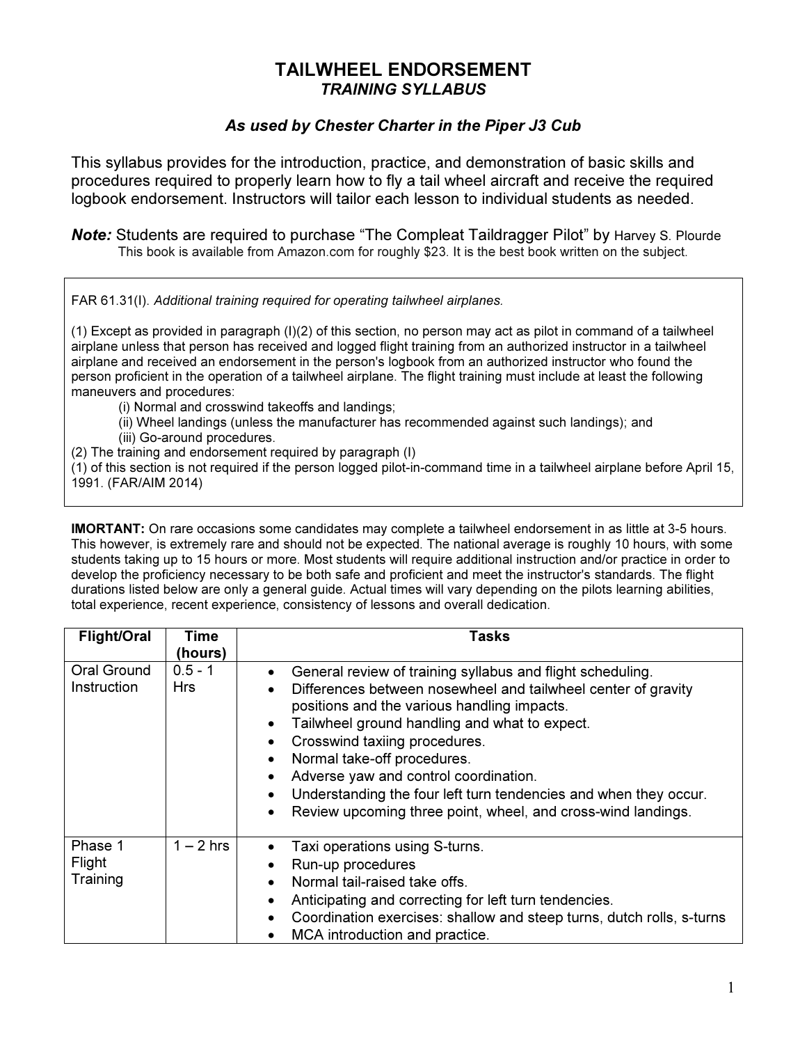# TAILWHEEL ENDORSEMENT

## *TRAINING SYLLABUS*

### *As used by Chester Charter in the Piper J3 Cub*

This syllabus provides for the introduction, practice, and demonstration of basic skills and procedures required to properly learn how to fly a tail wheel aircraft and receive the required logbook endorsement. Instructors will tailor each lesson to individual students as needed.

***Note:*** Students are required to purchase "The Compleat Taildragger Pilot" by Harvey S. Plourde
This book is available from Amazon.com for roughly $23. It is the best book written on the subject.

> FAR 61.31(I). *Additional training required for operating tailwheel airplanes.*
>
> (1) Except as provided in paragraph (I)(2) of this section, no person may act as pilot in command of a tailwheel airplane unless that person has received and logged flight training from an authorized instructor in a tailwheel airplane and received an endorsement in the person's logbook from an authorized instructor who found the person proficient in the operation of a tailwheel airplane. The flight training must include at least the following maneuvers and procedures:
>
> (i) Normal and crosswind takeoffs and landings;
> (ii) Wheel landings (unless the manufacturer has recommended against such landings); and
> (iii) Go-around procedures.
>
> (2) The training and endorsement required by paragraph (I)
> (1) of this section is not required if the person logged pilot-in-command time in a tailwheel airplane before April 15, 1991. (FAR/AIM 2014)

**IMORTANT:** On rare occasions some candidates may complete a tailwheel endorsement in as little at 3-5 hours. This however, is extremely rare and should not be expected. The national average is roughly 10 hours, with some students taking up to 15 hours or more. Most students will require additional instruction and/or practice in order to develop the proficiency necessary to be both safe and proficient and meet the instructor's standards. The flight durations listed below are only a general guide. Actual times will vary depending on the pilots learning abilities, total experience, recent experience, consistency of lessons and overall dedication.

| Flight/Oral | Time (hours) | Tasks |
|---|---|---|
| Oral Ground Instruction | 0.5 - 1 Hrs | • General review of training syllabus and flight scheduling.<br>• Differences between nosewheel and tailwheel center of gravity positions and the various handling impacts.<br>• Tailwheel ground handling and what to expect.<br>• Crosswind taxiing procedures.<br>• Normal take-off procedures.<br>• Adverse yaw and control coordination.<br>• Understanding the four left turn tendencies and when they occur.<br>• Review upcoming three point, wheel, and cross-wind landings. |
| Phase 1 Flight Training | 1 – 2 hrs | • Taxi operations using S-turns.<br>• Run-up procedures<br>• Normal tail-raised take offs.<br>• Anticipating and correcting for left turn tendencies.<br>• Coordination exercises: shallow and steep turns, dutch rolls, s-turns<br>• MCA introduction and practice. |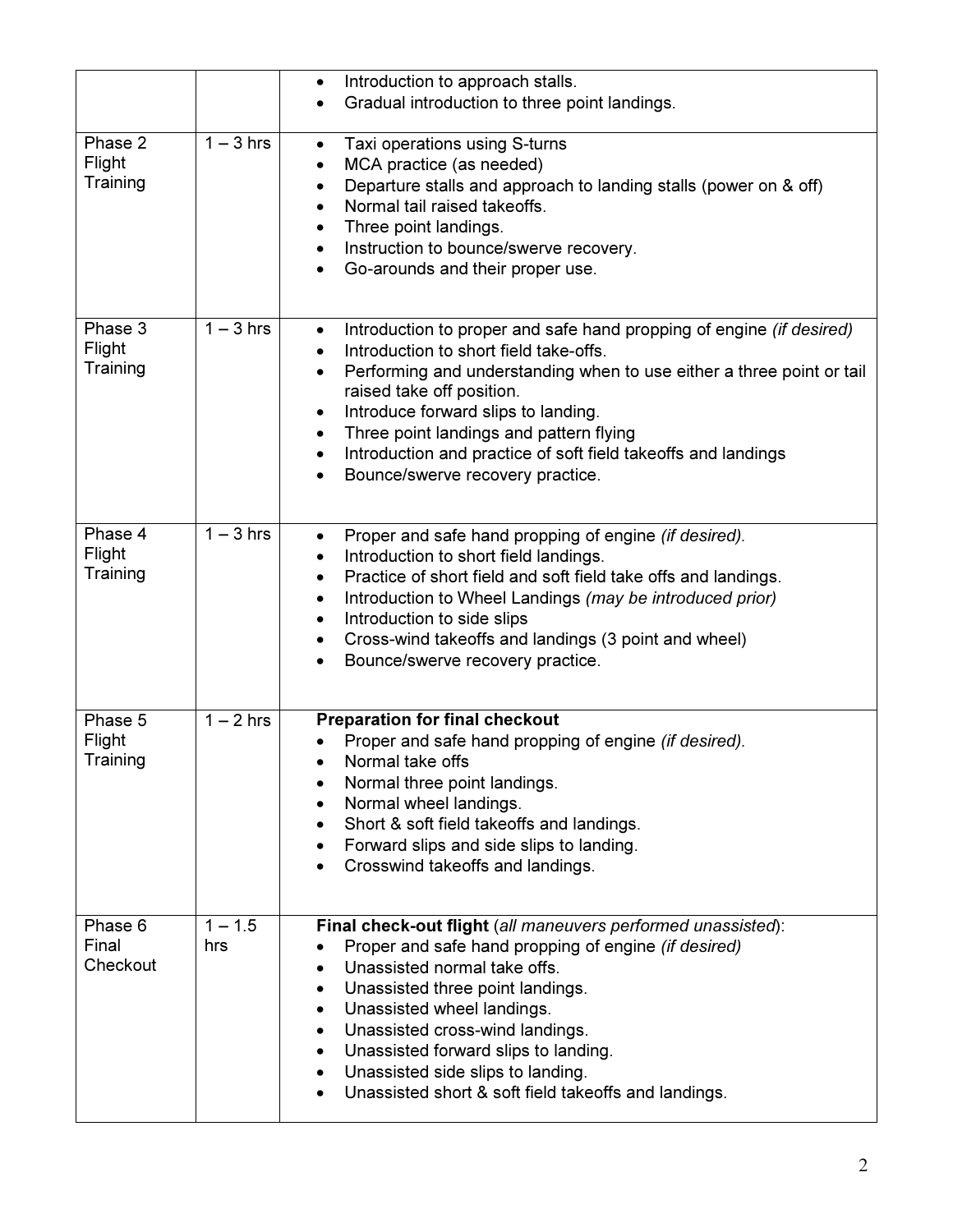| | | |
|---|---|---|
| | | • Introduction to approach stalls.<br>• Gradual introduction to three point landings. |
| Phase 2 Flight Training | 1 – 3 hrs | • Taxi operations using S-turns<br>• MCA practice (as needed)<br>• Departure stalls and approach to landing stalls (power on & off)<br>• Normal tail raised takeoffs.<br>• Three point landings.<br>• Instruction to bounce/swerve recovery.<br>• Go-arounds and their proper use. |
| Phase 3 Flight Training | 1 – 3 hrs | • Introduction to proper and safe hand propping of engine *(if desired)*<br>• Introduction to short field take-offs.<br>• Performing and understanding when to use either a three point or tail raised take off position.<br>• Introduce forward slips to landing.<br>• Three point landings and pattern flying<br>• Introduction and practice of soft field takeoffs and landings<br>• Bounce/swerve recovery practice. |
| Phase 4 Flight Training | 1 – 3 hrs | • Proper and safe hand propping of engine *(if desired).*<br>• Introduction to short field landings.<br>• Practice of short field and soft field take offs and landings.<br>• Introduction to Wheel Landings *(may be introduced prior)*<br>• Introduction to side slips<br>• Cross-wind takeoffs and landings (3 point and wheel)<br>• Bounce/swerve recovery practice. |
| Phase 5 Flight Training | 1 – 2 hrs | **Preparation for final checkout**<br>• Proper and safe hand propping of engine *(if desired).*<br>• Normal take offs<br>• Normal three point landings.<br>• Normal wheel landings.<br>• Short & soft field takeoffs and landings.<br>• Forward slips and side slips to landing.<br>• Crosswind takeoffs and landings. |
| Phase 6 Final Checkout | 1 – 1.5 hrs | **Final check-out flight** (*all maneuvers performed unassisted*):<br>• Proper and safe hand propping of engine *(if desired)*<br>• Unassisted normal take offs.<br>• Unassisted three point landings.<br>• Unassisted wheel landings.<br>• Unassisted cross-wind landings.<br>• Unassisted forward slips to landing.<br>• Unassisted side slips to landing.<br>• Unassisted short & soft field takeoffs and landings. |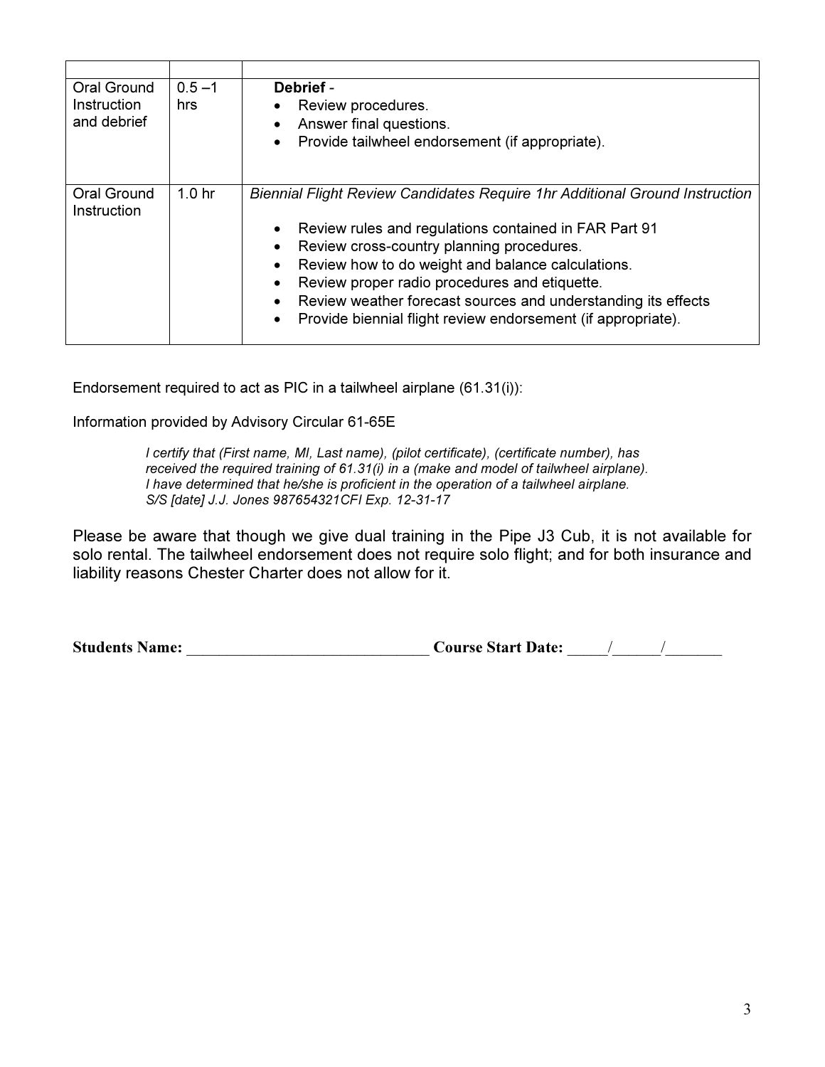| | | |
|---|---|---|
| Oral Ground Instruction and debrief | 0.5 –1 hrs | **Debrief** - <br>• Review procedures.<br>• Answer final questions.<br>• Provide tailwheel endorsement (if appropriate). |
| Oral Ground Instruction | 1.0 hr | *Biennial Flight Review Candidates Require 1hr Additional Ground Instruction*<br>• Review rules and regulations contained in FAR Part 91<br>• Review cross-country planning procedures.<br>• Review how to do weight and balance calculations.<br>• Review proper radio procedures and etiquette.<br>• Review weather forecast sources and understanding its effects<br>• Provide biennial flight review endorsement (if appropriate). |

Endorsement required to act as PIC in a tailwheel airplane (61.31(i)):

Information provided by Advisory Circular 61-65E

> *I certify that (First name, MI, Last name), (pilot certificate), (certificate number), has received the required training of 61.31(i) in a (make and model of tailwheel airplane). I have determined that he/she is proficient in the operation of a tailwheel airplane. S/S [date] J.J. Jones 987654321CFI Exp. 12-31-17*

Please be aware that though we give dual training in the Pipe J3 Cub, it is not available for solo rental. The tailwheel endorsement does not require solo flight; and for both insurance and liability reasons Chester Charter does not allow for it.

**Students Name:** ______________________________ **Course Start Date:** _____/______/_______